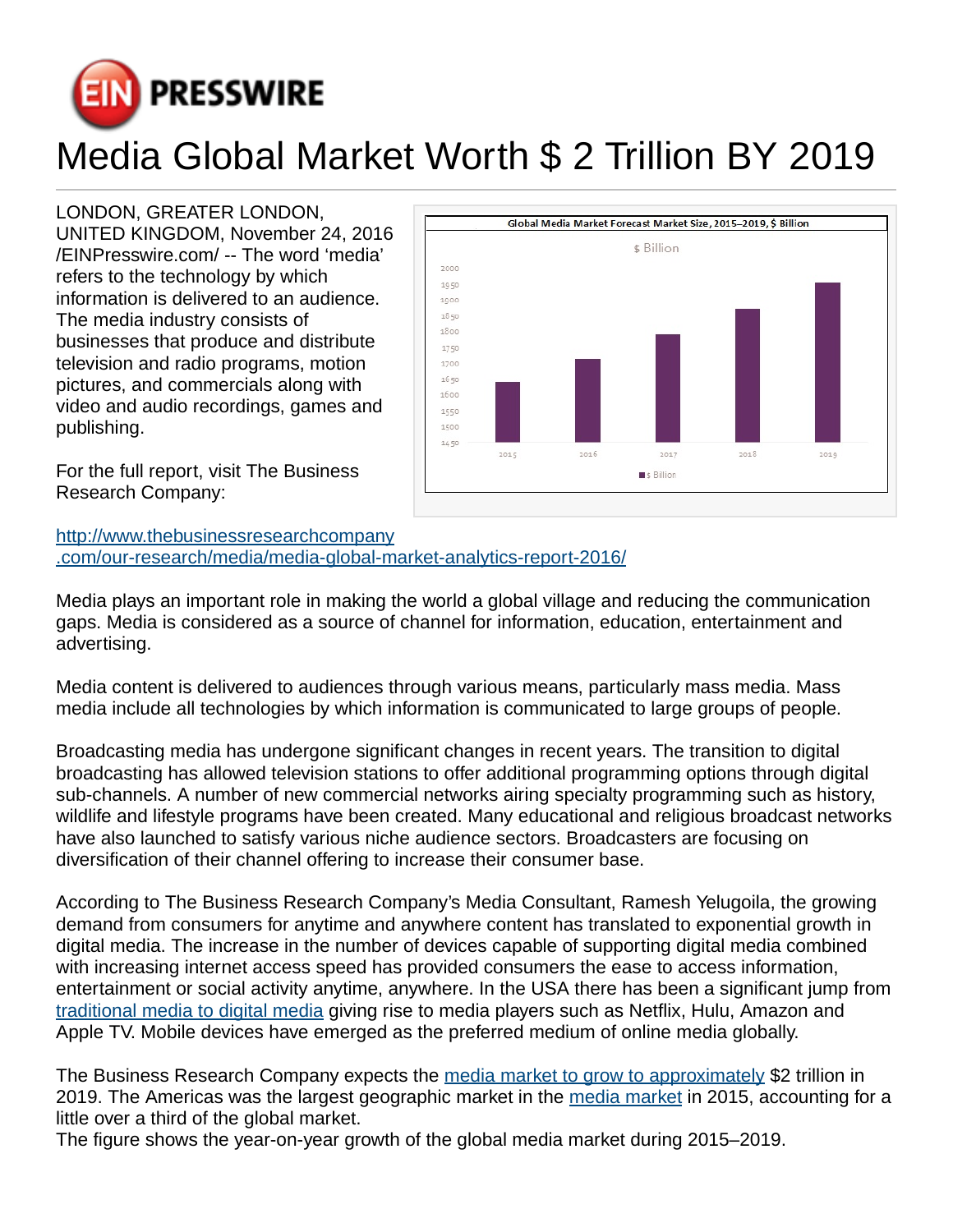# Media Global Market Worth $ 2 Trillion BY 2019

LONDON, GREATER LONDON, UNITED KINGDOM, November 24, 2016 /EINPresswire.com/ -- The word 'media' refers to the technology by which information is delivered to an audience. The media industry consists of businesses that produce and distribute television and radio programs, motion pictures, and commercials along with video and audio recordings, games and publishing.

For the full report, visit The Business Research Company:

[http://www.thebusinessresearchcompany.com/our-research/media/media-global-market-analytics-report-2016/](http://www.thebusinessresearchcompany.com/our-research/media/media-global-market-analytics-report-2016/)

Media plays an important role in making the world a global village and reducing the communication gaps. Media is considered as a source of channel for information, education, entertainment and advertising.

Media content is delivered to audiences through various means, particularly mass media. Mass media include all technologies by which information is communicated to large groups of people.

Broadcasting media has undergone significant changes in recent years. The transition to digital broadcasting has allowed television stations to offer additional programming options through digital sub-channels. A number of new commercial networks airing specialty programming such as history, wildlife and lifestyle programs have been created. Many educational and religious broadcast networks have also launched to satisfy various niche audience sectors. Broadcasters are focusing on diversification of their channel offering to increase their consumer base.

According to The Business Research Company's Media Consultant, Ramesh Yelugoila, the growing demand from consumers for anytime and anywhere content has translated to exponential growth in digital media. The increase in the number of devices capable of supporting digital media combined with increasing internet access speed has provided consumers the ease to access information, entertainment or social activity anytime, anywhere. In the USA there has been a significant jump from traditional media to digital media giving rise to media players such as Netflix, Hulu, Amazon and Apple TV. Mobile devices have emerged as the preferred medium of online media globally.

The Business Research Company expects the media market to grow to approximately $2 trillion in 2019. The Americas was the largest geographic market in the media market in 2015, accounting for a little over a third of the global market.
The figure shows the year-on-year growth of the global media market during 2015–2019.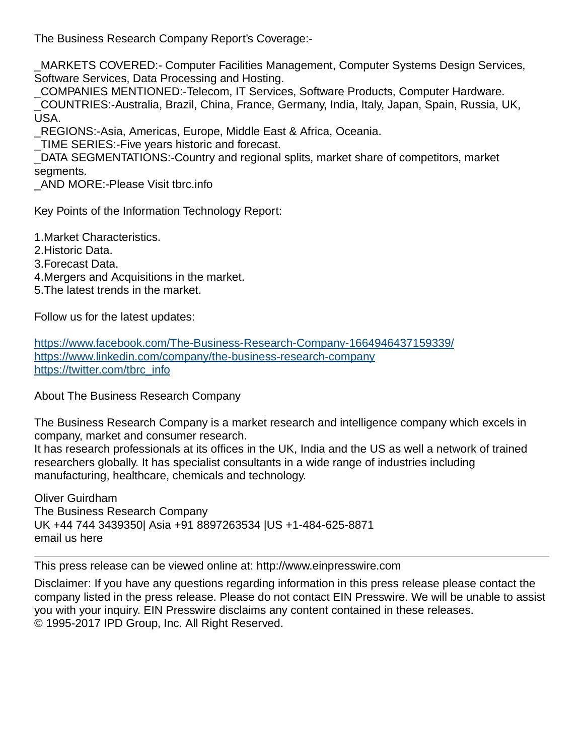The Business Research Company Report's Coverage:-

_MARKETS COVERED:- Computer Facilities Management, Computer Systems Design Services, Software Services, Data Processing and Hosting.
_COMPANIES MENTIONED:-Telecom, IT Services, Software Products, Computer Hardware.
_COUNTRIES:-Australia, Brazil, China, France, Germany, India, Italy, Japan, Spain, Russia, UK, USA.
_REGIONS:-Asia, Americas, Europe, Middle East & Africa, Oceania.
_TIME SERIES:-Five years historic and forecast.
_DATA SEGMENTATIONS:-Country and regional splits, market share of competitors, market segments.
_AND MORE:-Please Visit tbrc.info

Key Points of the Information Technology Report:

1.Market Characteristics.
2.Historic Data.
3.Forecast Data.
4.Mergers and Acquisitions in the market.
5.The latest trends in the market.

Follow us for the latest updates:

https://www.facebook.com/The-Business-Research-Company-1664946437159339/
https://www.linkedin.com/company/the-business-research-company
https://twitter.com/tbrc_info

About The Business Research Company

The Business Research Company is a market research and intelligence company which excels in company, market and consumer research.
It has research professionals at its offices in the UK, India and the US as well a network of trained researchers globally. It has specialist consultants in a wide range of industries including manufacturing, healthcare, chemicals and technology.

Oliver Guirdham
The Business Research Company
UK +44 744 3439350| Asia +91 8897263534 |US +1-484-625-8871
email us here

---

This press release can be viewed online at: http://www.einpresswire.com

Disclaimer: If you have any questions regarding information in this press release please contact the company listed in the press release. Please do not contact EIN Presswire. We will be unable to assist you with your inquiry. EIN Presswire disclaims any content contained in these releases.
© 1995-2017 IPD Group, Inc. All Right Reserved.